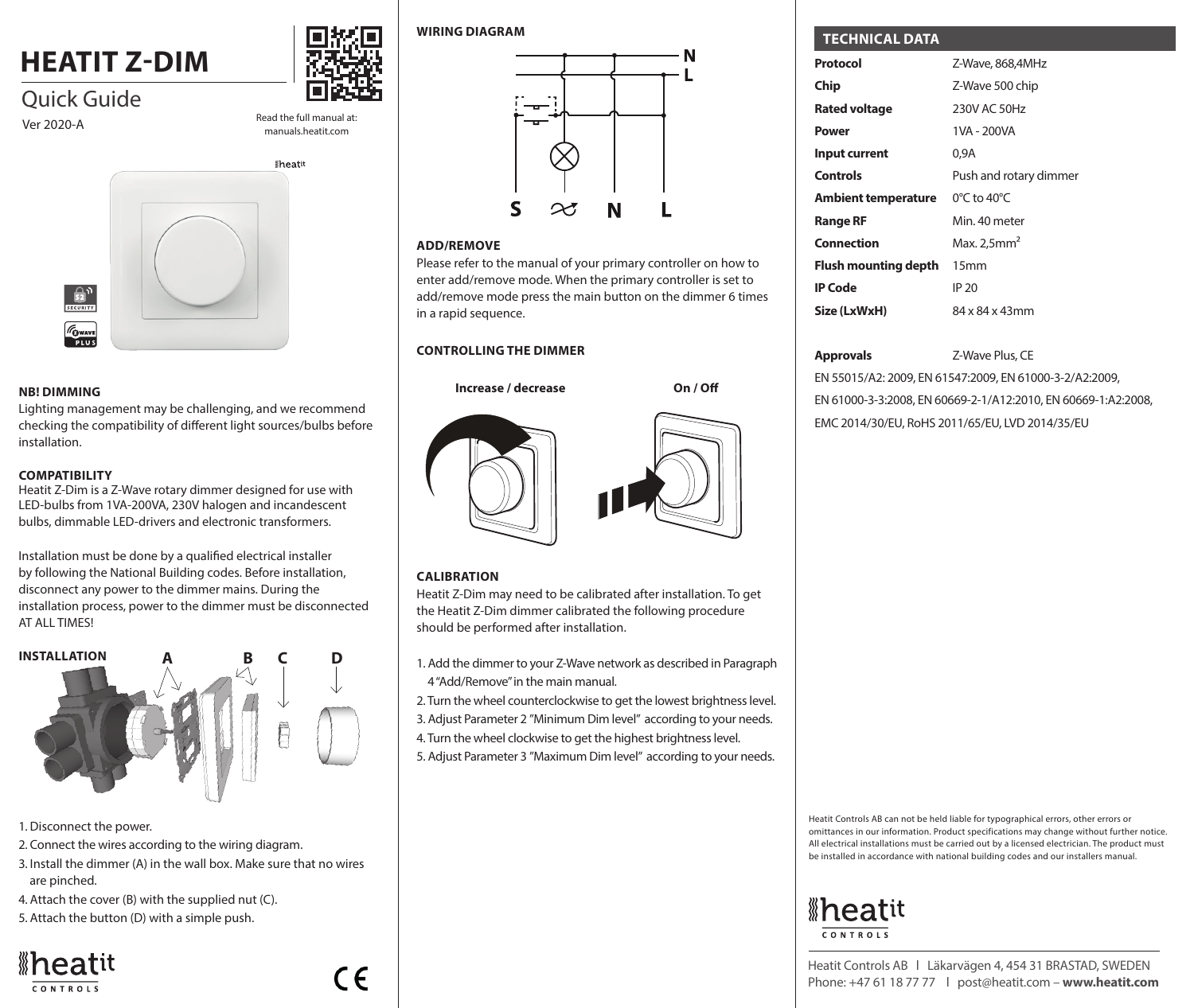# HEATIT Z-DIM

## Quick Guide

Ver 2020-A

Read the full manual at: manuals.heatit.com

### NB! DIMMING

Lighting management may be challenging, and we recommend checking the compatibility of different light sources/bulbs before installation.

### COMPATIBILITY

Heatit Z-Dim is a Z-Wave rotary dimmer designed for use with LED-bulbs from 1VA-200VA, 230V halogen and incandescent bulbs, dimmable LED-drivers and electronic transformers.

Installation must be done by a qualified electrical installer by following the National Building codes. Before installation, disconnect any power to the dimmer mains. During the installation process, power to the dimmer must be disconnected AT ALL TIMES!

### INSTALLATION

A B C D

1. Disconnect the power.
2. Connect the wires according to the wiring diagram.
3. Install the dimmer (A) in the wall box. Make sure that no wires are pinched.
4. Attach the cover (B) with the supplied nut (C).
5. Attach the button (D) with a simple push.

### WIRING DIAGRAM

N L

S N L

### ADD/REMOVE

Please refer to the manual of your primary controller on how to enter add/remove mode. When the primary controller is set to add/remove mode press the main button on the dimmer 6 times in a rapid sequence.

### CONTROLLING THE DIMMER

Increase / decrease

On / Off

### CALIBRATION

Heatit Z-Dim may need to be calibrated after installation. To get the Heatit Z-Dim dimmer calibrated the following procedure should be performed after installation.

1. Add the dimmer to your Z-Wave network as described in Paragraph 4 "Add/Remove" in the main manual.
2. Turn the wheel counterclockwise to get the lowest brightness level.
3. Adjust Parameter 2 "Minimum Dim level" according to your needs.
4. Turn the wheel clockwise to get the highest brightness level.
5. Adjust Parameter 3 "Maximum Dim level" according to your needs.

### TECHNICAL DATA

| | |
|---|---|
| **Protocol** | Z-Wave, 868,4MHz |
| **Chip** | Z-Wave 500 chip |
| **Rated voltage** | 230V AC 50Hz |
| **Power** | 1VA - 200VA |
| **Input current** | 0,9A |
| **Controls** | Push and rotary dimmer |
| **Ambient temperature** | 0°C to 40°C |
| **Range RF** | Min. 40 meter |
| **Connection** | Max. 2,5mm² |
| **Flush mounting depth** | 15mm |
| **IP Code** | IP 20 |
| **Size (LxWxH)** | 84 x 84 x 43mm |

**Approvals** Z-Wave Plus, CE

EN 55015/A2: 2009, EN 61547:2009, EN 61000-3-2/A2:2009, EN 61000-3-3:2008, EN 60669-2-1/A12:2010, EN 60669-1:A2:2008, EMC 2014/30/EU, RoHS 2011/65/EU, LVD 2014/35/EU

Heatit Controls AB can not be held liable for typographical errors, other errors or omittances in our information. Product specifications may change without further notice. All electrical installations must be carried out by a licensed electrician. The product must be installed in accordance with national building codes and our installers manual.

heatit CONTROLS

Heatit Controls AB I Läkarvägen 4, 454 31 BRASTAD, SWEDEN
Phone: +47 61 18 77 77 I post@heatit.com – **www.heatit.com**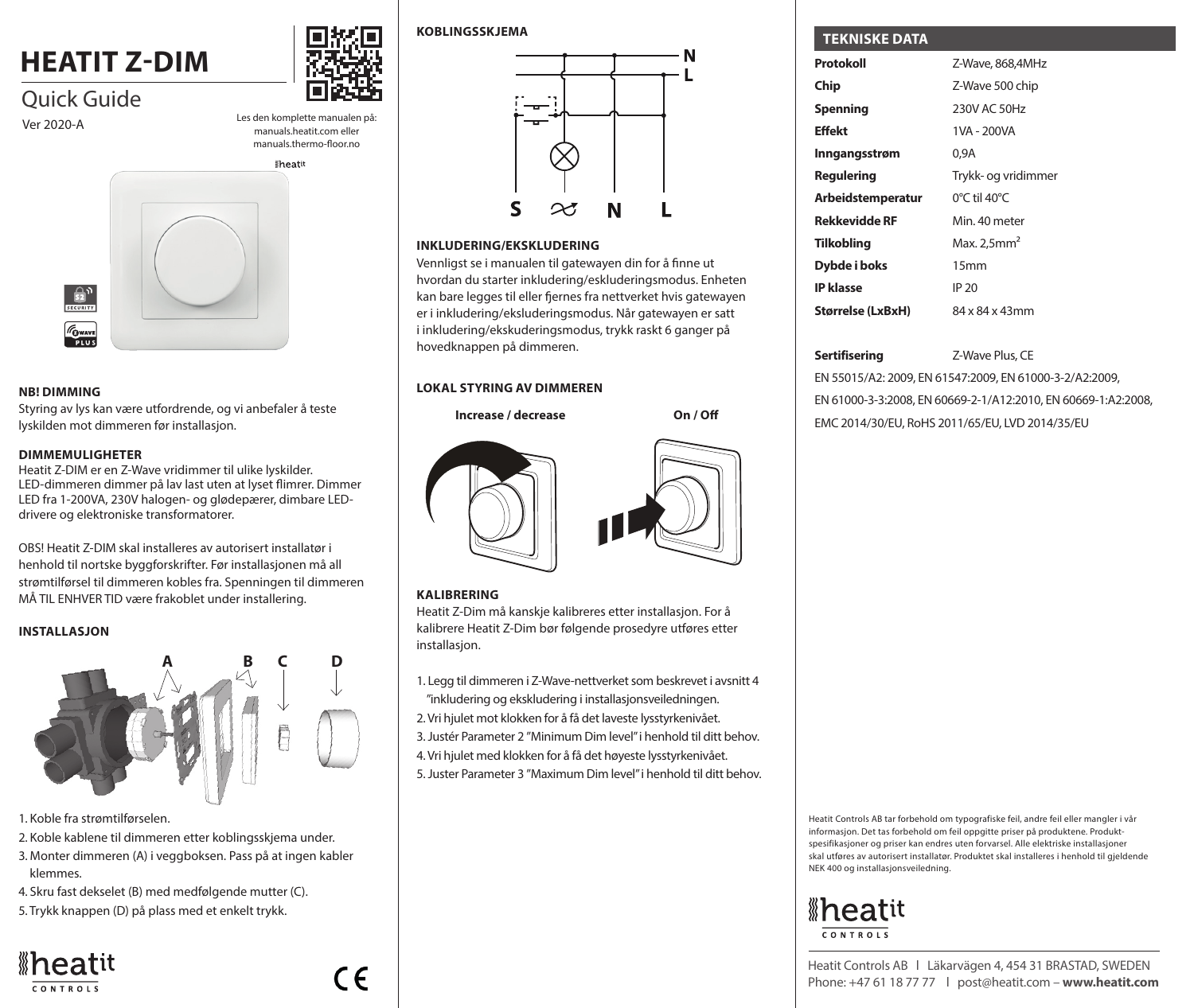# HEATIT Z-DIM

## Quick Guide

Ver 2020-A

Les den komplette manualen på: manuals.heatit.com eller manuals.thermo-floor.no

### NB! DIMMING

Styring av lys kan være utfordrende, og vi anbefaler å teste lyskilden mot dimmeren før installasjon.

### DIMMEMULIGHETER

Heatit Z-DIM er en Z-Wave vridimmer til ulike lyskilder. LED-dimmeren dimmer på lav last uten at lyset flimrer. Dimmer LED fra 1-200VA, 230V halogen- og glødepærer, dimbare LED-drivere og elektroniske transformatorer.

OBS! Heatit Z-DIM skal installeres av autorisert installatør i henhold til nortske byggforskrifter. Før installasjonen må all strømtilførsel til dimmeren kobles fra. Spenningen til dimmeren MÅ TIL ENHVER TID være frakoblet under installering.

### INSTALLASJON

A B C D

1. Koble fra strømtilførselen.
2. Koble kablene til dimmeren etter koblingsskjema under.
3. Monter dimmeren (A) i veggboksen. Pass på at ingen kabler klemmes.
4. Skru fast dekselet (B) med medfølgende mutter (C).
5. Trykk knappen (D) på plass med et enkelt trykk.

### KOBLINGSSKJEMA

N
L
S N L

### INKLUDERING/EKSKLUDERING

Vennligst se i manualen til gatewayen din for å finne ut hvordan du starter inkludering/eskluderingsmodus. Enheten kan bare legges til eller fjernes fra nettverket hvis gatewayen er i inkludering/eksluderingsmodus. Når gatewayen er satt i inkludering/ekskuderingsmodus, trykk raskt 6 ganger på hovedknappen på dimmeren.

### LOKAL STYRING AV DIMMEREN

Increase / decrease

On / Off

### KALIBRERING

Heatit Z-Dim må kanskje kalibreres etter installasjon. For å kalibrere Heatit Z-Dim bør følgende prosedyre utføres etter installasjon.

1. Legg til dimmeren i Z-Wave-nettverket som beskrevet i avsnitt 4 ”inkludering og ekskludering i installasjonsveiledningen.
2. Vri hjulet mot klokken for å få det laveste lysstyrkenivået.
3. Justér Parameter 2 ”Minimum Dim level” i henhold til ditt behov.
4. Vri hjulet med klokken for å få det høyeste lysstyrkenivået.
5. Juster Parameter 3 ”Maximum Dim level” i henhold til ditt behov.

### TEKNISKE DATA

| | |
|---|---|
| **Protokoll** | Z-Wave, 868,4MHz |
| **Chip** | Z-Wave 500 chip |
| **Spenning** | 230V AC 50Hz |
| **Effekt** | 1VA - 200VA |
| **Inngangsstrøm** | 0,9A |
| **Regulering** | Trykk- og vridimmer |
| **Arbeidstemperatur** | 0°C til 40°C |
| **Rekkevidde RF** | Min. 40 meter |
| **Tilkobling** | Max. 2,5mm² |
| **Dybde i boks** | 15mm |
| **IP klasse** | IP 20 |
| **Størrelse (LxBxH)** | 84 x 84 x 43mm |
| **Sertifisering** | Z-Wave Plus, CE |

EN 55015/A2: 2009, EN 61547:2009, EN 61000-3-2/A2:2009, EN 61000-3-3:2008, EN 60669-2-1/A12:2010, EN 60669-1:A2:2008, EMC 2014/30/EU, RoHS 2011/65/EU, LVD 2014/35/EU

Heatit Controls AB tar forbehold om typografiske feil, andre feil eller mangler i vår informasjon. Det tas forbehold om feil oppgitte priser på produktene. Produkt-spesifikasjoner og priser kan endres uten forvarsel. Alle elektriske installasjoner skal utføres av autorisert installatør. Produktet skal installeres i henhold til gjeldende NEK 400 og installasjonsveiledning.

Heatit Controls AB | Läkarvägen 4, 454 31 BRASTAD, SWEDEN
Phone: +47 61 18 77 77 | post@heatit.com – **www.heatit.com**